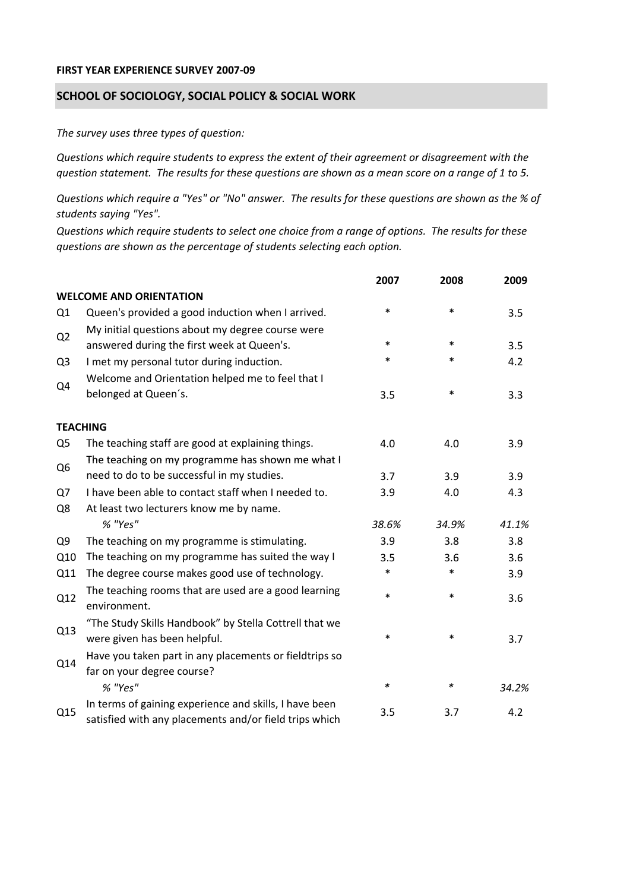**FIRST YEAR EXPERIENCE SURVEY 2007-09**

## SCHOOL OF SOCIOLOGY, SOCIAL POLICY & SOCIAL WORK

*The survey uses three types of question:*

*Questions which require students to express the extent of their agreement or disagreement with the question statement. The results for these questions are shown as a mean score on a range of 1 to 5.*

*Questions which require a "Yes" or "No" answer. The results for these questions are shown as the % of students saying "Yes".*

*Questions which require students to select one choice from a range of options. The results for these questions are shown as the percentage of students selecting each option.*

| | | 2007 | 2008 | 2009 |
|---|---|---|---|---|
| **WELCOME AND ORIENTATION** | | | | |
| Q1 | Queen's provided a good induction when I arrived. | * | * | 3.5 |
| Q2 | My initial questions about my degree course were answered during the first week at Queen's. | * | * | 3.5 |
| Q3 | I met my personal tutor during induction. | * | * | 4.2 |
| Q4 | Welcome and Orientation helped me to feel that I belonged at Queen´s. | 3.5 | * | 3.3 |
| **TEACHING** | | | | |
| Q5 | The teaching staff are good at explaining things. | 4.0 | 4.0 | 3.9 |
| Q6 | The teaching on my programme has shown me what I need to do to be successful in my studies. | 3.7 | 3.9 | 3.9 |
| Q7 | I have been able to contact staff when I needed to. | 3.9 | 4.0 | 4.3 |
| Q8 | At least two lecturers know me by name. | | | |
| | *% "Yes"* | *38.6%* | *34.9%* | *41.1%* |
| Q9 | The teaching on my programme is stimulating. | 3.9 | 3.8 | 3.8 |
| Q10 | The teaching on my programme has suited the way I | 3.5 | 3.6 | 3.6 |
| Q11 | The degree course makes good use of technology. | * | * | 3.9 |
| Q12 | The teaching rooms that are used are a good learning environment. | * | * | 3.6 |
| Q13 | "The Study Skills Handbook" by Stella Cottrell that we were given has been helpful. | * | * | 3.7 |
| Q14 | Have you taken part in any placements or fieldtrips so far on your degree course? | | | |
| | *% "Yes"* | * | * | *34.2%* |
| Q15 | In terms of gaining experience and skills, I have been satisfied with any placements and/or field trips which | 3.5 | 3.7 | 4.2 |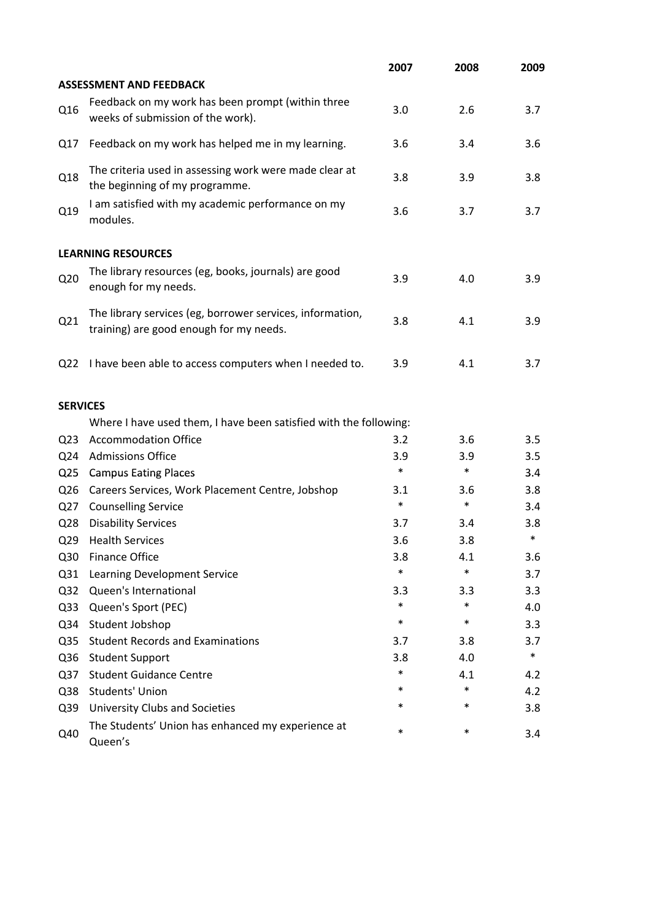| | | 2007 | 2008 | 2009 |
|---|---|---|---|---|
| **ASSESSMENT AND FEEDBACK** | | | | |
| Q16 | Feedback on my work has been prompt (within three weeks of submission of the work). | 3.0 | 2.6 | 3.7 |
| Q17 | Feedback on my work has helped me in my learning. | 3.6 | 3.4 | 3.6 |
| Q18 | The criteria used in assessing work were made clear at the beginning of my programme. | 3.8 | 3.9 | 3.8 |
| Q19 | I am satisfied with my academic performance on my modules. | 3.6 | 3.7 | 3.7 |
| **LEARNING RESOURCES** | | | | |
| Q20 | The library resources (eg, books, journals) are good enough for my needs. | 3.9 | 4.0 | 3.9 |
| Q21 | The library services (eg, borrower services, information, training) are good enough for my needs. | 3.8 | 4.1 | 3.9 |
| Q22 | I have been able to access computers when I needed to. | 3.9 | 4.1 | 3.7 |
| **SERVICES** | | | | |
| | Where I have used them, I have been satisfied with the following: | | | |
| Q23 | Accommodation Office | 3.2 | 3.6 | 3.5 |
| Q24 | Admissions Office | 3.9 | 3.9 | 3.5 |
| Q25 | Campus Eating Places | * | * | 3.4 |
| Q26 | Careers Services, Work Placement Centre, Jobshop | 3.1 | 3.6 | 3.8 |
| Q27 | Counselling Service | * | * | 3.4 |
| Q28 | Disability Services | 3.7 | 3.4 | 3.8 |
| Q29 | Health Services | 3.6 | 3.8 | * |
| Q30 | Finance Office | 3.8 | 4.1 | 3.6 |
| Q31 | Learning Development Service | * | * | 3.7 |
| Q32 | Queen's International | 3.3 | 3.3 | 3.3 |
| Q33 | Queen's Sport (PEC) | * | * | 4.0 |
| Q34 | Student Jobshop | * | * | 3.3 |
| Q35 | Student Records and Examinations | 3.7 | 3.8 | 3.7 |
| Q36 | Student Support | 3.8 | 4.0 | * |
| Q37 | Student Guidance Centre | * | 4.1 | 4.2 |
| Q38 | Students' Union | * | * | 4.2 |
| Q39 | University Clubs and Societies | * | * | 3.8 |
| Q40 | The Students' Union has enhanced my experience at Queen's | * | * | 3.4 |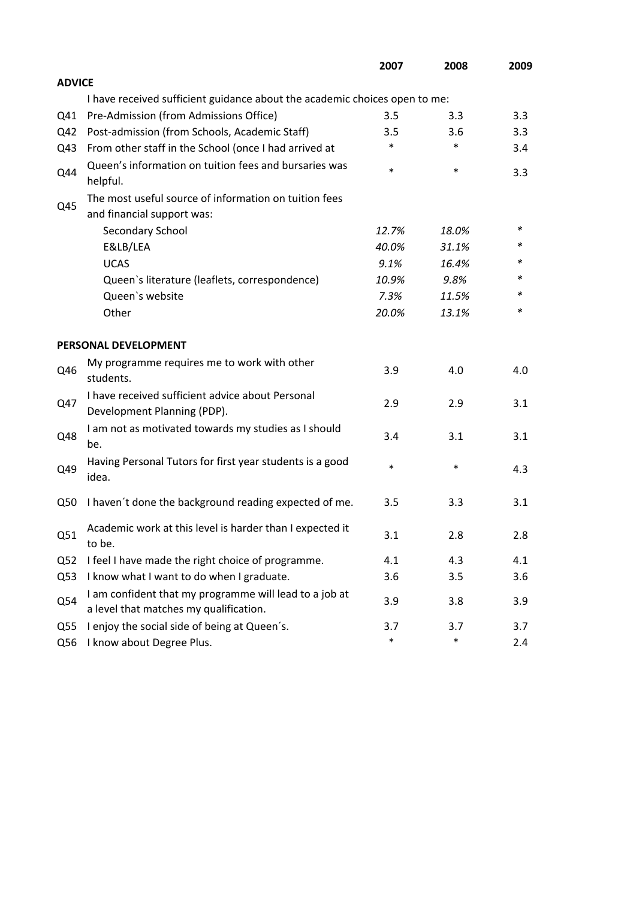| | | 2007 | 2008 | 2009 |
|---|---|---|---|---|
| **ADVICE** | | | | |
| | I have received sufficient guidance about the academic choices open to me: | | | |
| Q41 | Pre-Admission (from Admissions Office) | 3.5 | 3.3 | 3.3 |
| Q42 | Post-admission (from Schools, Academic Staff) | 3.5 | 3.6 | 3.3 |
| Q43 | From other staff in the School (once I had arrived at | * | * | 3.4 |
| Q44 | Queen's information on tuition fees and bursaries was helpful. | * | * | 3.3 |
| Q45 | The most useful source of information on tuition fees and financial support was: | | | |
| | Secondary School | *12.7%* | *18.0%* | * |
| | E&LB/LEA | *40.0%* | *31.1%* | * |
| | UCAS | *9.1%* | *16.4%* | * |
| | Queen`s literature (leaflets, correspondence) | *10.9%* | *9.8%* | * |
| | Queen`s website | *7.3%* | *11.5%* | * |
| | Other | *20.0%* | *13.1%* | * |
| **PERSONAL DEVELOPMENT** | | | | |
| Q46 | My programme requires me to work with other students. | 3.9 | 4.0 | 4.0 |
| Q47 | I have received sufficient advice about Personal Development Planning (PDP). | 2.9 | 2.9 | 3.1 |
| Q48 | I am not as motivated towards my studies as I should be. | 3.4 | 3.1 | 3.1 |
| Q49 | Having Personal Tutors for first year students is a good idea. | * | * | 4.3 |
| Q50 | I haven´t done the background reading expected of me. | 3.5 | 3.3 | 3.1 |
| Q51 | Academic work at this level is harder than I expected it to be. | 3.1 | 2.8 | 2.8 |
| Q52 | I feel I have made the right choice of programme. | 4.1 | 4.3 | 4.1 |
| Q53 | I know what I want to do when I graduate. | 3.6 | 3.5 | 3.6 |
| Q54 | I am confident that my programme will lead to a job at a level that matches my qualification. | 3.9 | 3.8 | 3.9 |
| Q55 | I enjoy the social side of being at Queen´s. | 3.7 | 3.7 | 3.7 |
| Q56 | I know about Degree Plus. | * | * | 2.4 |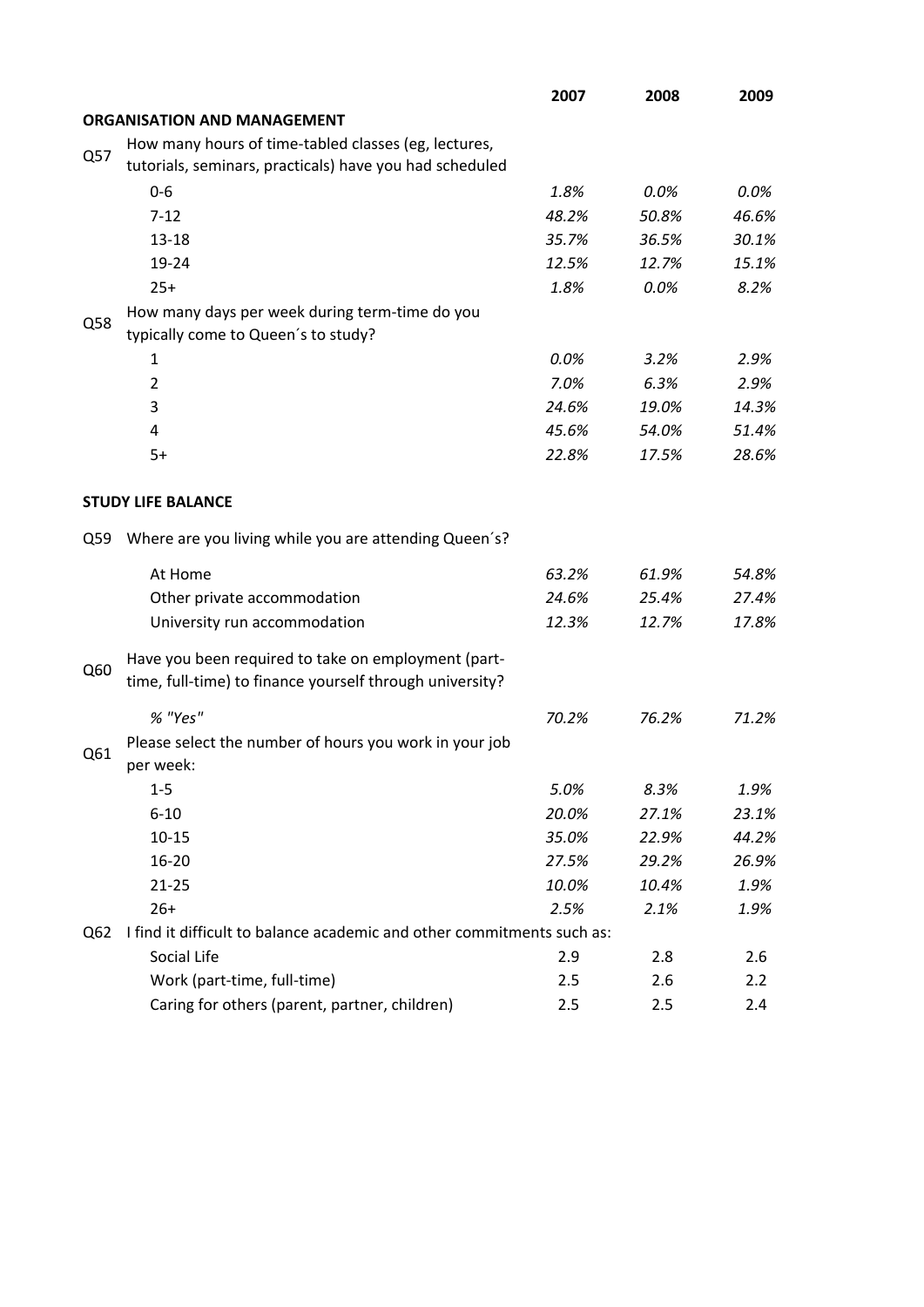| | | 2007 | 2008 | 2009 |
|---|---|---|---|---|
| **ORGANISATION AND MANAGEMENT** | | | | |
| Q57 | How many hours of time-tabled classes (eg, lectures, tutorials, seminars, practicals) have you had scheduled | | | |
| | 0-6 | *1.8%* | *0.0%* | *0.0%* |
| | 7-12 | *48.2%* | *50.8%* | *46.6%* |
| | 13-18 | *35.7%* | *36.5%* | *30.1%* |
| | 19-24 | *12.5%* | *12.7%* | *15.1%* |
| | 25+ | *1.8%* | *0.0%* | *8.2%* |
| Q58 | How many days per week during term-time do you typically come to Queen´s to study? | | | |
| | 1 | *0.0%* | *3.2%* | *2.9%* |
| | 2 | *7.0%* | *6.3%* | *2.9%* |
| | 3 | *24.6%* | *19.0%* | *14.3%* |
| | 4 | *45.6%* | *54.0%* | *51.4%* |
| | 5+ | *22.8%* | *17.5%* | *28.6%* |
| **STUDY LIFE BALANCE** | | | | |
| Q59 | Where are you living while you are attending Queen´s? | | | |
| | At Home | *63.2%* | *61.9%* | *54.8%* |
| | Other private accommodation | *24.6%* | *25.4%* | *27.4%* |
| | University run accommodation | *12.3%* | *12.7%* | *17.8%* |
| Q60 | Have you been required to take on employment (part-time, full-time) to finance yourself through university? | | | |
| | *% "Yes"* | *70.2%* | *76.2%* | *71.2%* |
| Q61 | Please select the number of hours you work in your job per week: | | | |
| | 1-5 | *5.0%* | *8.3%* | *1.9%* |
| | 6-10 | *20.0%* | *27.1%* | *23.1%* |
| | 10-15 | *35.0%* | *22.9%* | *44.2%* |
| | 16-20 | *27.5%* | *29.2%* | *26.9%* |
| | 21-25 | *10.0%* | *10.4%* | *1.9%* |
| | 26+ | *2.5%* | *2.1%* | *1.9%* |
| Q62 | I find it difficult to balance academic and other commitments such as: | | | |
| | Social Life | 2.9 | 2.8 | 2.6 |
| | Work (part-time, full-time) | 2.5 | 2.6 | 2.2 |
| | Caring for others (parent, partner, children) | 2.5 | 2.5 | 2.4 |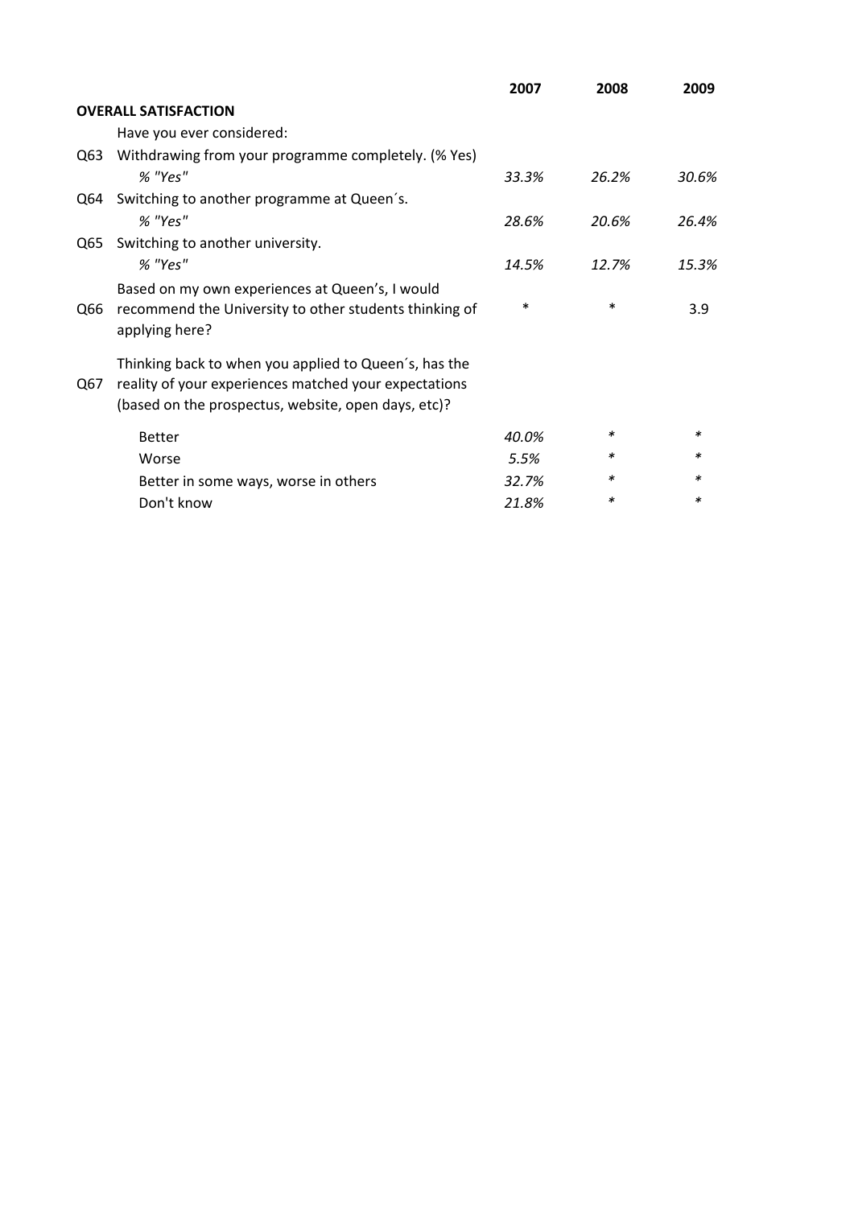| | | 2007 | 2008 | 2009 |
|---|---|---|---|---|
| | **OVERALL SATISFACTION** | | | |
| | Have you ever considered: | | | |
| Q63 | Withdrawing from your programme completely. (% Yes) | | | |
| | *% "Yes"* | *33.3%* | *26.2%* | *30.6%* |
| Q64 | Switching to another programme at Queen´s. | | | |
| | *% "Yes"* | *28.6%* | *20.6%* | *26.4%* |
| Q65 | Switching to another university. | | | |
| | *% "Yes"* | *14.5%* | *12.7%* | *15.3%* |
| Q66 | Based on my own experiences at Queen's, I would recommend the University to other students thinking of applying here? | * | * | 3.9 |
| Q67 | Thinking back to when you applied to Queen´s, has the reality of your experiences matched your expectations (based on the prospectus, website, open days, etc)? | | | |
| | Better | *40.0%* | * | * |
| | Worse | *5.5%* | * | * |
| | Better in some ways, worse in others | *32.7%* | * | * |
| | Don't know | *21.8%* | * | * |